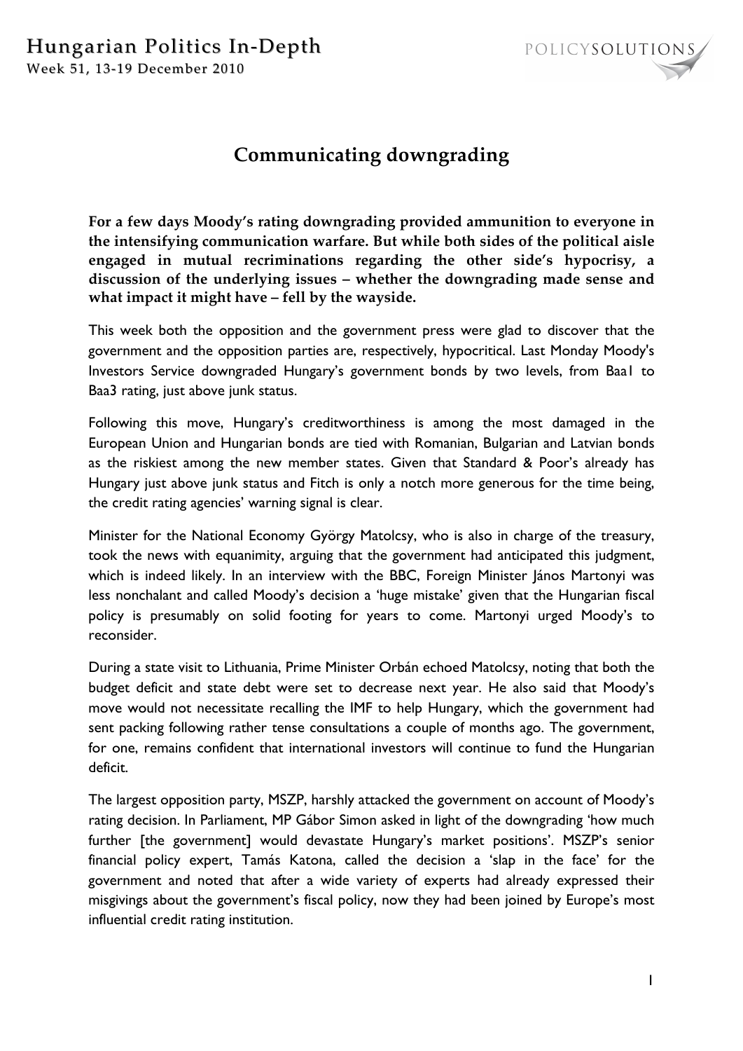# Communicating downgrading

**For a few days Moody's rating downgrading provided ammunition to everyone in the intensifying communication warfare. But while both sides of the political aisle engaged in mutual recriminations regarding the other side's hypocrisy, a discussion of the underlying issues – whether the downgrading made sense and what impact it might have – fell by the wayside.**

This week both the opposition and the government press were glad to discover that the government and the opposition parties are, respectively, hypocritical. Last Monday Moody's Investors Service downgraded Hungary's government bonds by two levels, from Baa1 to Baa3 rating, just above junk status.

Following this move, Hungary's creditworthiness is among the most damaged in the European Union and Hungarian bonds are tied with Romanian, Bulgarian and Latvian bonds as the riskiest among the new member states. Given that Standard & Poor's already has Hungary just above junk status and Fitch is only a notch more generous for the time being, the credit rating agencies' warning signal is clear.

Minister for the National Economy György Matolcsy, who is also in charge of the treasury, took the news with equanimity, arguing that the government had anticipated this judgment, which is indeed likely. In an interview with the BBC, Foreign Minister János Martonyi was less nonchalant and called Moody's decision a 'huge mistake' given that the Hungarian fiscal policy is presumably on solid footing for years to come. Martonyi urged Moody's to reconsider.

During a state visit to Lithuania, Prime Minister Orbán echoed Matolcsy, noting that both the budget deficit and state debt were set to decrease next year. He also said that Moody's move would not necessitate recalling the IMF to help Hungary, which the government had sent packing following rather tense consultations a couple of months ago. The government, for one, remains confident that international investors will continue to fund the Hungarian deficit.

The largest opposition party, MSZP, harshly attacked the government on account of Moody's rating decision. In Parliament, MP Gábor Simon asked in light of the downgrading 'how much further [the government] would devastate Hungary's market positions'. MSZP's senior financial policy expert, Tamás Katona, called the decision a 'slap in the face' for the government and noted that after a wide variety of experts had already expressed their misgivings about the government's fiscal policy, now they had been joined by Europe's most influential credit rating institution.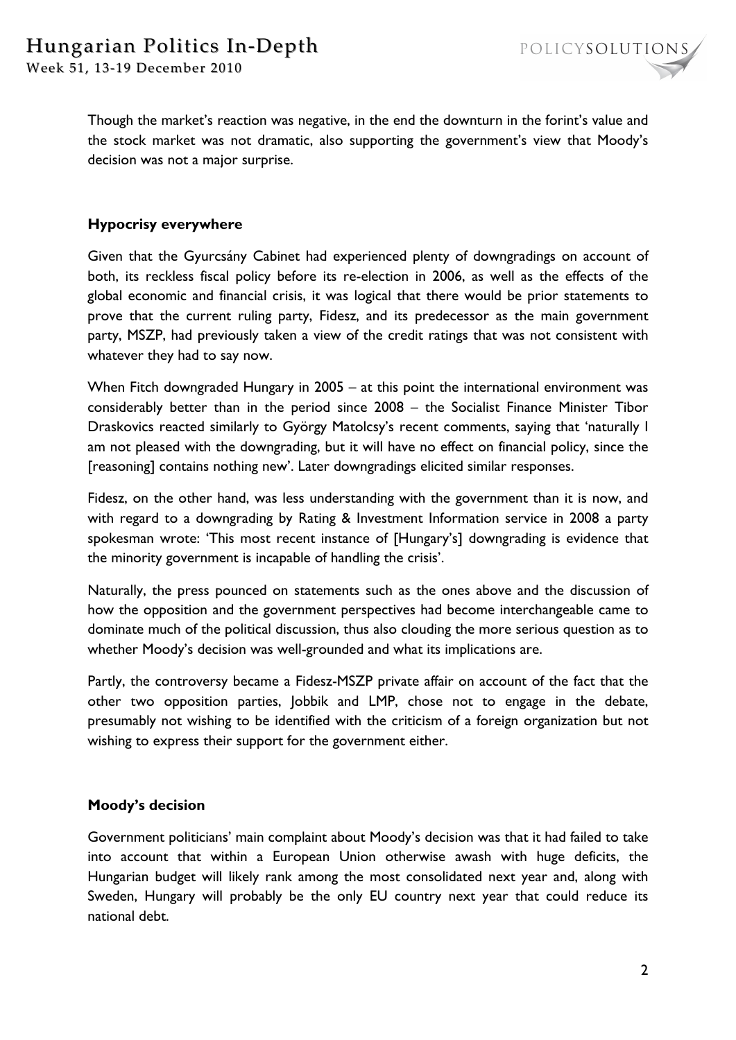Though the market's reaction was negative, in the end the downturn in the forint's value and the stock market was not dramatic, also supporting the government's view that Moody's decision was not a major surprise.

### Hypocrisy everywhere

Given that the Gyurcsány Cabinet had experienced plenty of downgradings on account of both, its reckless fiscal policy before its re-election in 2006, as well as the effects of the global economic and financial crisis, it was logical that there would be prior statements to prove that the current ruling party, Fidesz, and its predecessor as the main government party, MSZP, had previously taken a view of the credit ratings that was not consistent with whatever they had to say now.

When Fitch downgraded Hungary in 2005 – at this point the international environment was considerably better than in the period since 2008 – the Socialist Finance Minister Tibor Draskovics reacted similarly to György Matolcsy's recent comments, saying that 'naturally I am not pleased with the downgrading, but it will have no effect on financial policy, since the [reasoning] contains nothing new'. Later downgradings elicited similar responses.

Fidesz, on the other hand, was less understanding with the government than it is now, and with regard to a downgrading by Rating & Investment Information service in 2008 a party spokesman wrote: 'This most recent instance of [Hungary's] downgrading is evidence that the minority government is incapable of handling the crisis'.

Naturally, the press pounced on statements such as the ones above and the discussion of how the opposition and the government perspectives had become interchangeable came to dominate much of the political discussion, thus also clouding the more serious question as to whether Moody's decision was well-grounded and what its implications are.

Partly, the controversy became a Fidesz-MSZP private affair on account of the fact that the other two opposition parties, Jobbik and LMP, chose not to engage in the debate, presumably not wishing to be identified with the criticism of a foreign organization but not wishing to express their support for the government either.

### Moody's decision

Government politicians' main complaint about Moody's decision was that it had failed to take into account that within a European Union otherwise awash with huge deficits, the Hungarian budget will likely rank among the most consolidated next year and, along with Sweden, Hungary will probably be the only EU country next year that could reduce its national debt.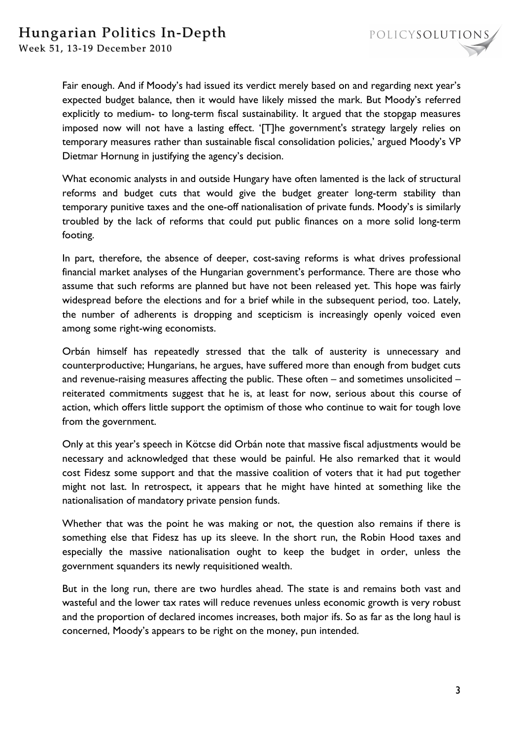Fair enough. And if Moody's had issued its verdict merely based on and regarding next year's expected budget balance, then it would have likely missed the mark. But Moody's referred explicitly to medium- to long-term fiscal sustainability. It argued that the stopgap measures imposed now will not have a lasting effect. '[T]he government's strategy largely relies on temporary measures rather than sustainable fiscal consolidation policies,' argued Moody's VP Dietmar Hornung in justifying the agency's decision.

What economic analysts in and outside Hungary have often lamented is the lack of structural reforms and budget cuts that would give the budget greater long-term stability than temporary punitive taxes and the one-off nationalisation of private funds. Moody's is similarly troubled by the lack of reforms that could put public finances on a more solid long-term footing.

In part, therefore, the absence of deeper, cost-saving reforms is what drives professional financial market analyses of the Hungarian government's performance. There are those who assume that such reforms are planned but have not been released yet. This hope was fairly widespread before the elections and for a brief while in the subsequent period, too. Lately, the number of adherents is dropping and scepticism is increasingly openly voiced even among some right-wing economists.

Orbán himself has repeatedly stressed that the talk of austerity is unnecessary and counterproductive; Hungarians, he argues, have suffered more than enough from budget cuts and revenue-raising measures affecting the public. These often – and sometimes unsolicited – reiterated commitments suggest that he is, at least for now, serious about this course of action, which offers little support the optimism of those who continue to wait for tough love from the government.

Only at this year's speech in Kötcse did Orbán note that massive fiscal adjustments would be necessary and acknowledged that these would be painful. He also remarked that it would cost Fidesz some support and that the massive coalition of voters that it had put together might not last. In retrospect, it appears that he might have hinted at something like the nationalisation of mandatory private pension funds.

Whether that was the point he was making or not, the question also remains if there is something else that Fidesz has up its sleeve. In the short run, the Robin Hood taxes and especially the massive nationalisation ought to keep the budget in order, unless the government squanders its newly requisitioned wealth.

But in the long run, there are two hurdles ahead. The state is and remains both vast and wasteful and the lower tax rates will reduce revenues unless economic growth is very robust and the proportion of declared incomes increases, both major ifs. So as far as the long haul is concerned, Moody's appears to be right on the money, pun intended.